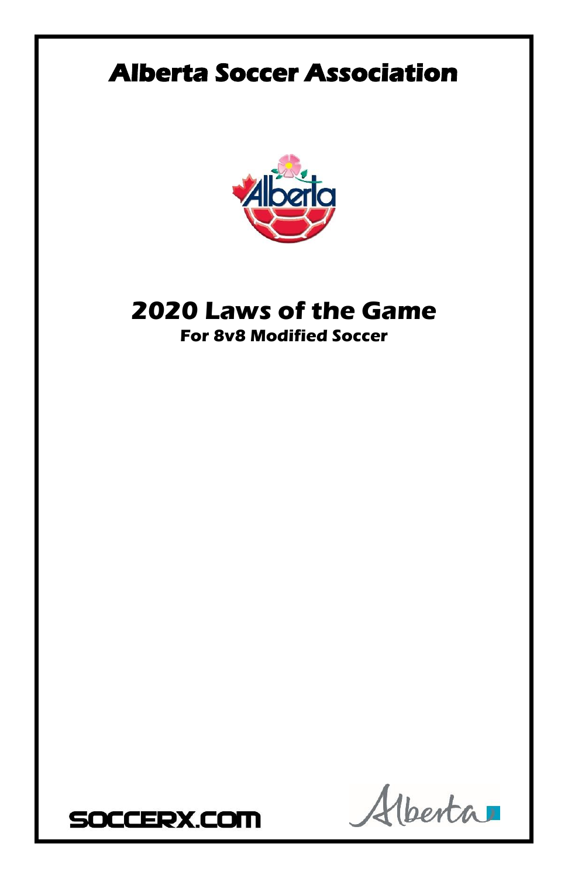# Alberta Soccer Association

## 2020 Laws of the Game

### For 8v8 Modified Soccer

SOCCERX.COM

Alberta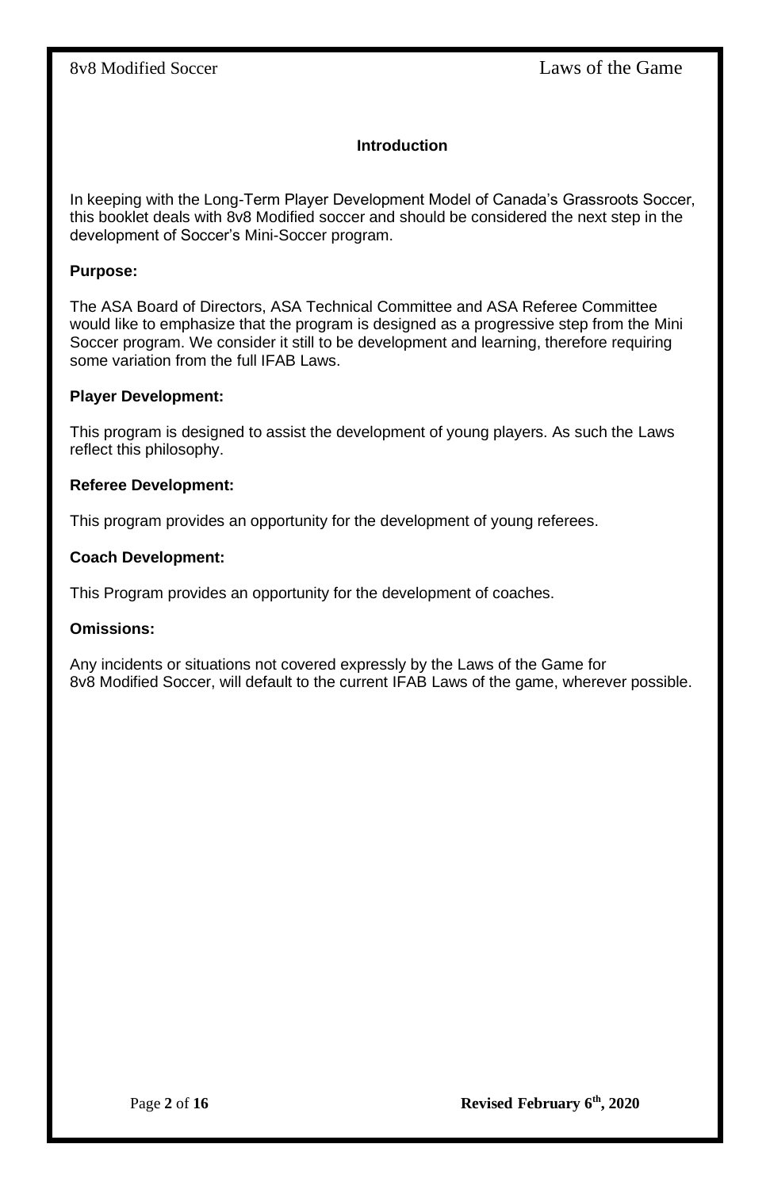## Introduction

In keeping with the Long-Term Player Development Model of Canada's Grassroots Soccer, this booklet deals with 8v8 Modified soccer and should be considered the next step in the development of Soccer's Mini-Soccer program.

**Purpose:**

The ASA Board of Directors, ASA Technical Committee and ASA Referee Committee would like to emphasize that the program is designed as a progressive step from the Mini Soccer program. We consider it still to be development and learning, therefore requiring some variation from the full IFAB Laws.

**Player Development:**

This program is designed to assist the development of young players. As such the Laws reflect this philosophy.

**Referee Development:**

This program provides an opportunity for the development of young referees.

**Coach Development:**

This Program provides an opportunity for the development of coaches.

**Omissions:**

Any incidents or situations not covered expressly by the Laws of the Game for 8v8 Modified Soccer, will default to the current IFAB Laws of the game, wherever possible.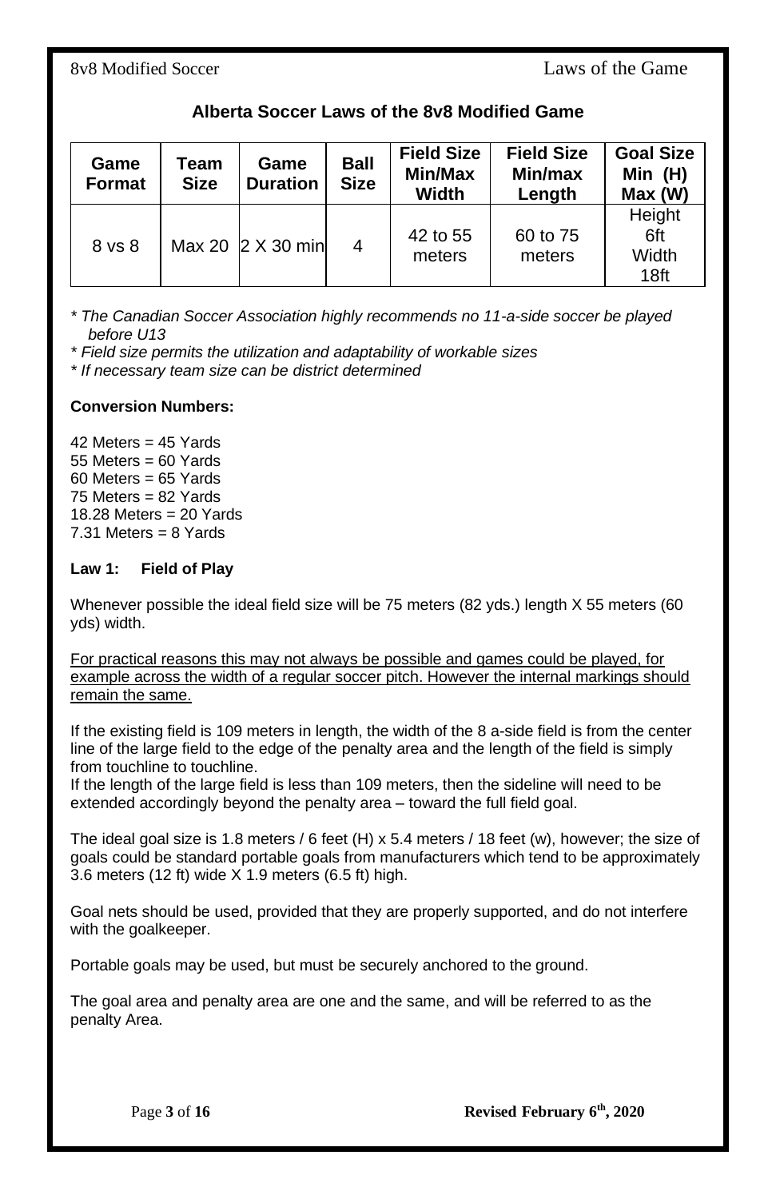## Alberta Soccer Laws of the 8v8 Modified Game

| Game Format | Team Size | Game Duration | Ball Size | Field Size Min/Max Width | Field Size Min/max Length | Goal Size Min (H) Max (W) |
|---|---|---|---|---|---|---|
| 8 vs 8 | Max 20 | 2 X 30 min | 4 | 42 to 55 meters | 60 to 75 meters | Height 6ft Width 18ft |

*\* The Canadian Soccer Association highly recommends no 11-a-side soccer be played before U13*

*\* Field size permits the utilization and adaptability of workable sizes*

*\* If necessary team size can be district determined*

**Conversion Numbers:**

42 Meters = 45 Yards
55 Meters = 60 Yards
60 Meters = 65 Yards
75 Meters = 82 Yards
18.28 Meters = 20 Yards
7.31 Meters = 8 Yards

### Law 1: Field of Play

Whenever possible the ideal field size will be 75 meters (82 yds.) length X 55 meters (60 yds) width.

<u>For practical reasons this may not always be possible and games could be played, for example across the width of a regular soccer pitch. However the internal markings should remain the same.</u>

If the existing field is 109 meters in length, the width of the 8 a-side field is from the center line of the large field to the edge of the penalty area and the length of the field is simply from touchline to touchline.
If the length of the large field is less than 109 meters, then the sideline will need to be extended accordingly beyond the penalty area – toward the full field goal.

The ideal goal size is 1.8 meters / 6 feet (H) x 5.4 meters / 18 feet (w), however; the size of goals could be standard portable goals from manufacturers which tend to be approximately 3.6 meters (12 ft) wide X 1.9 meters (6.5 ft) high.

Goal nets should be used, provided that they are properly supported, and do not interfere with the goalkeeper.

Portable goals may be used, but must be securely anchored to the ground.

The goal area and penalty area are one and the same, and will be referred to as the penalty Area.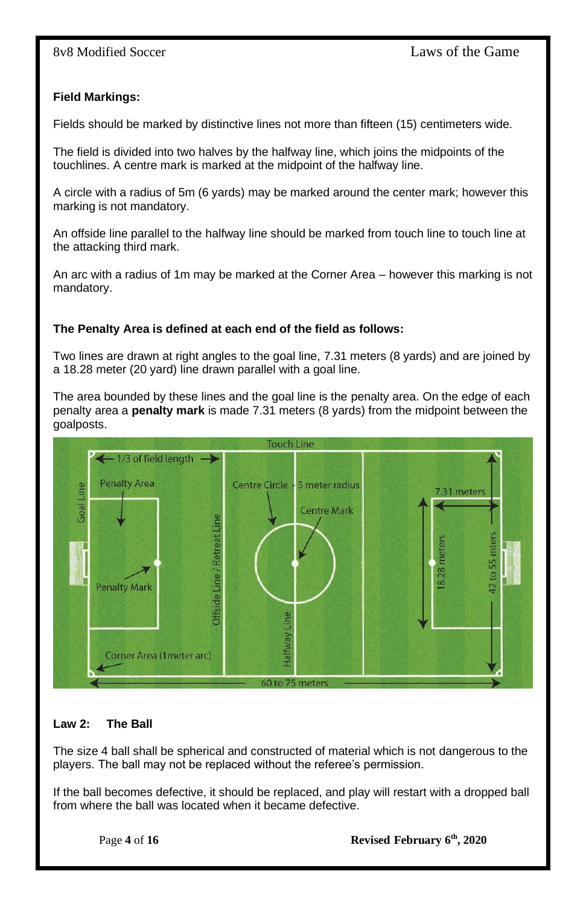**Field Markings:**

Fields should be marked by distinctive lines not more than fifteen (15) centimeters wide.

The field is divided into two halves by the halfway line, which joins the midpoints of the touchlines. A centre mark is marked at the midpoint of the halfway line.

A circle with a radius of 5m (6 yards) may be marked around the center mark; however this marking is not mandatory.

An offside line parallel to the halfway line should be marked from touch line to touch line at the attacking third mark.

An arc with a radius of 1m may be marked at the Corner Area – however this marking is not mandatory.

**The Penalty Area is defined at each end of the field as follows:**

Two lines are drawn at right angles to the goal line, 7.31 meters (8 yards) and are joined by a 18.28 meter (20 yard) line drawn parallel with a goal line.

The area bounded by these lines and the goal line is the penalty area. On the edge of each penalty area a **penalty mark** is made 7.31 meters (8 yards) from the midpoint between the goalposts.

## Law 2: The Ball

The size 4 ball shall be spherical and constructed of material which is not dangerous to the players. The ball may not be replaced without the referee's permission.

If the ball becomes defective, it should be replaced, and play will restart with a dropped ball from where the ball was located when it became defective.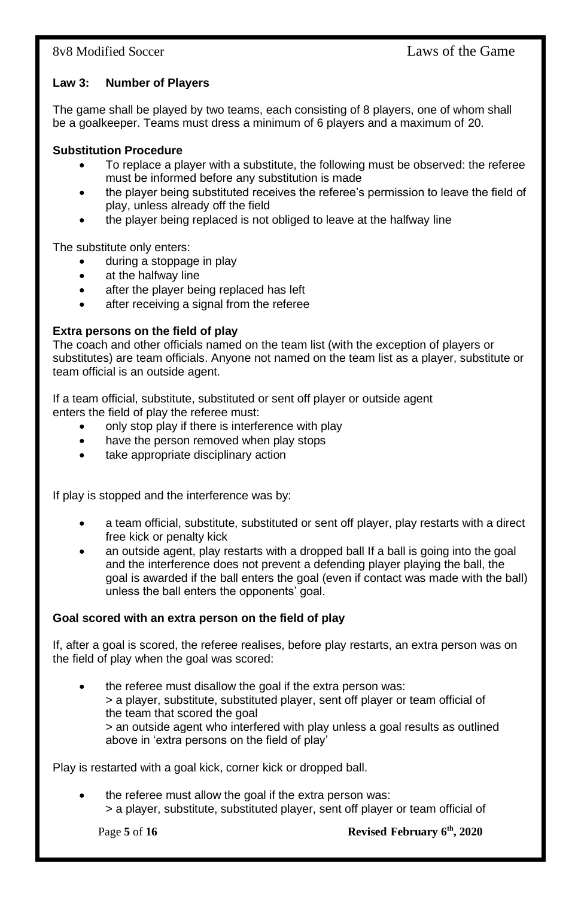## Law 3: Number of Players

The game shall be played by two teams, each consisting of 8 players, one of whom shall be a goalkeeper. Teams must dress a minimum of 6 players and a maximum of 20.

### Substitution Procedure

- To replace a player with a substitute, the following must be observed: the referee must be informed before any substitution is made
- the player being substituted receives the referee's permission to leave the field of play, unless already off the field
- the player being replaced is not obliged to leave at the halfway line

The substitute only enters:

- during a stoppage in play
- at the halfway line
- after the player being replaced has left
- after receiving a signal from the referee

### Extra persons on the field of play

The coach and other officials named on the team list (with the exception of players or substitutes) are team officials. Anyone not named on the team list as a player, substitute or team official is an outside agent.

If a team official, substitute, substituted or sent off player or outside agent enters the field of play the referee must:

- only stop play if there is interference with play
- have the person removed when play stops
- take appropriate disciplinary action

If play is stopped and the interference was by:

- a team official, substitute, substituted or sent off player, play restarts with a direct free kick or penalty kick
- an outside agent, play restarts with a dropped ball If a ball is going into the goal and the interference does not prevent a defending player playing the ball, the goal is awarded if the ball enters the goal (even if contact was made with the ball) unless the ball enters the opponents' goal.

### Goal scored with an extra person on the field of play

If, after a goal is scored, the referee realises, before play restarts, an extra person was on the field of play when the goal was scored:

- the referee must disallow the goal if the extra person was:
  > a player, substitute, substituted player, sent off player or team official of the team that scored the goal
  > an outside agent who interfered with play unless a goal results as outlined above in 'extra persons on the field of play'

Play is restarted with a goal kick, corner kick or dropped ball.

- the referee must allow the goal if the extra person was:
  > a player, substitute, substituted player, sent off player or team official of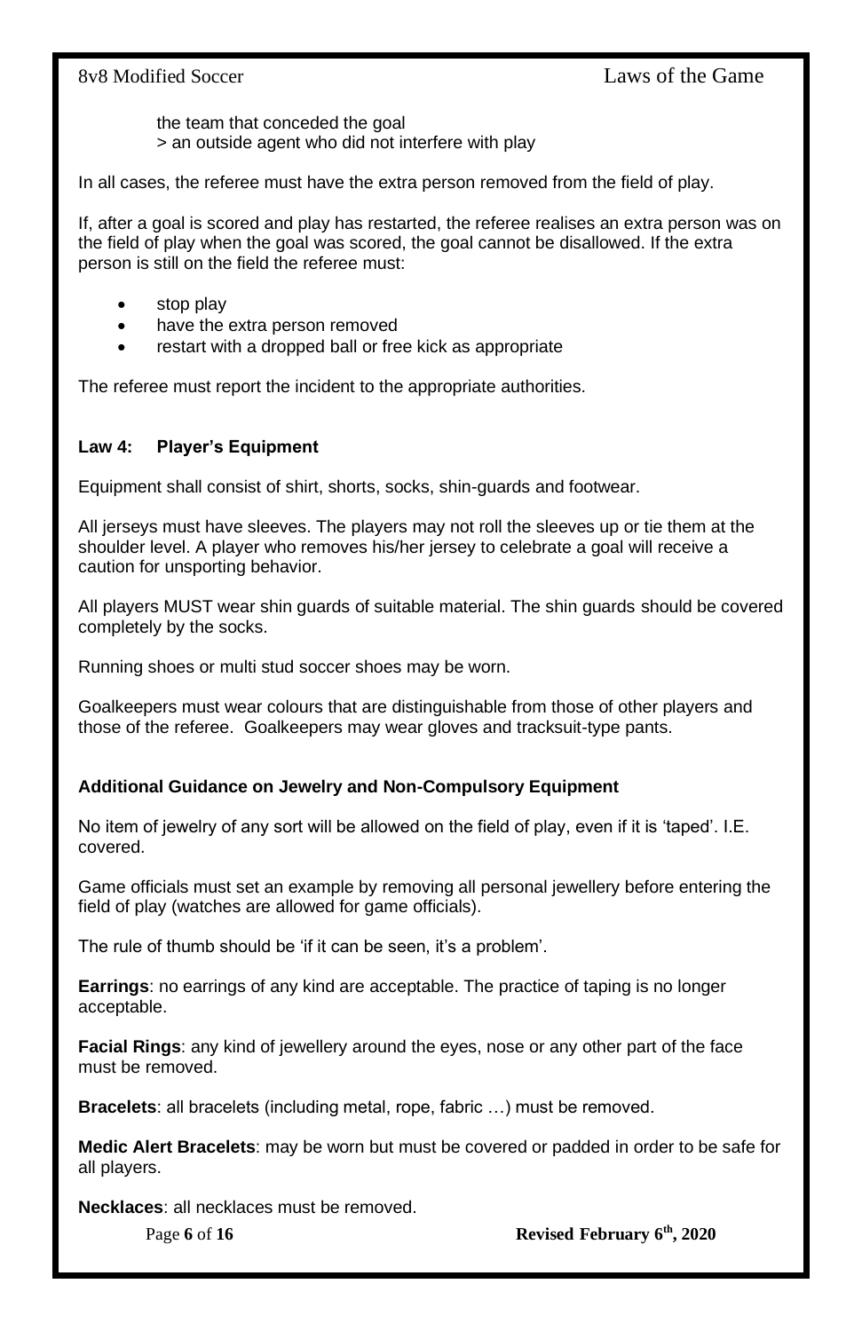the team that conceded the goal
> an outside agent who did not interfere with play

In all cases, the referee must have the extra person removed from the field of play.

If, after a goal is scored and play has restarted, the referee realises an extra person was on the field of play when the goal was scored, the goal cannot be disallowed. If the extra person is still on the field the referee must:

- stop play
- have the extra person removed
- restart with a dropped ball or free kick as appropriate

The referee must report the incident to the appropriate authorities.

## Law 4: Player's Equipment

Equipment shall consist of shirt, shorts, socks, shin-guards and footwear.

All jerseys must have sleeves. The players may not roll the sleeves up or tie them at the shoulder level. A player who removes his/her jersey to celebrate a goal will receive a caution for unsporting behavior.

All players MUST wear shin guards of suitable material. The shin guards should be covered completely by the socks.

Running shoes or multi stud soccer shoes may be worn.

Goalkeepers must wear colours that are distinguishable from those of other players and those of the referee. Goalkeepers may wear gloves and tracksuit-type pants.

### Additional Guidance on Jewelry and Non-Compulsory Equipment

No item of jewelry of any sort will be allowed on the field of play, even if it is 'taped'. I.E. covered.

Game officials must set an example by removing all personal jewellery before entering the field of play (watches are allowed for game officials).

The rule of thumb should be 'if it can be seen, it's a problem'.

**Earrings**: no earrings of any kind are acceptable. The practice of taping is no longer acceptable.

**Facial Rings**: any kind of jewellery around the eyes, nose or any other part of the face must be removed.

**Bracelets**: all bracelets (including metal, rope, fabric …) must be removed.

**Medic Alert Bracelets**: may be worn but must be covered or padded in order to be safe for all players.

**Necklaces**: all necklaces must be removed.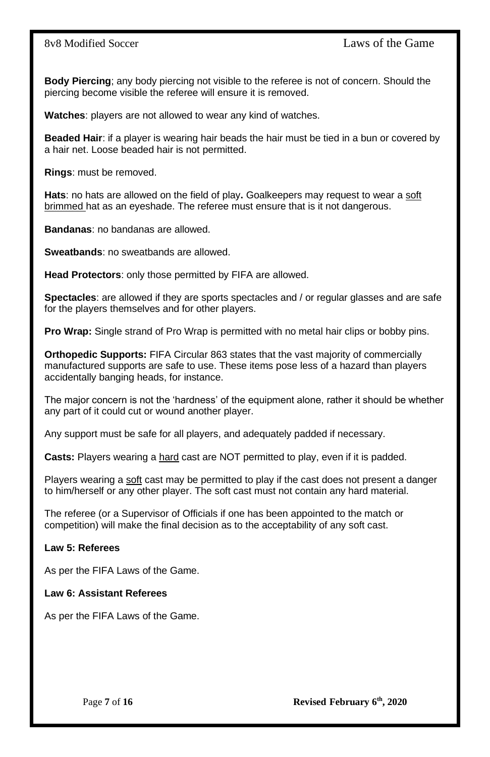**Body Piercing**; any body piercing not visible to the referee is not of concern. Should the piercing become visible the referee will ensure it is removed.

**Watches**: players are not allowed to wear any kind of watches.

**Beaded Hair**: if a player is wearing hair beads the hair must be tied in a bun or covered by a hair net. Loose beaded hair is not permitted.

**Rings**: must be removed.

**Hats**: no hats are allowed on the field of play**.** Goalkeepers may request to wear a soft brimmed hat as an eyeshade. The referee must ensure that is it not dangerous.

**Bandanas**: no bandanas are allowed.

**Sweatbands**: no sweatbands are allowed.

**Head Protectors**: only those permitted by FIFA are allowed.

**Spectacles**: are allowed if they are sports spectacles and / or regular glasses and are safe for the players themselves and for other players.

**Pro Wrap:** Single strand of Pro Wrap is permitted with no metal hair clips or bobby pins.

**Orthopedic Supports:** FIFA Circular 863 states that the vast majority of commercially manufactured supports are safe to use. These items pose less of a hazard than players accidentally banging heads, for instance.

The major concern is not the 'hardness' of the equipment alone, rather it should be whether any part of it could cut or wound another player.

Any support must be safe for all players, and adequately padded if necessary.

**Casts:** Players wearing a hard cast are NOT permitted to play, even if it is padded.

Players wearing a soft cast may be permitted to play if the cast does not present a danger to him/herself or any other player. The soft cast must not contain any hard material.

The referee (or a Supervisor of Officials if one has been appointed to the match or competition) will make the final decision as to the acceptability of any soft cast.

**Law 5: Referees**

As per the FIFA Laws of the Game.

**Law 6: Assistant Referees**

As per the FIFA Laws of the Game.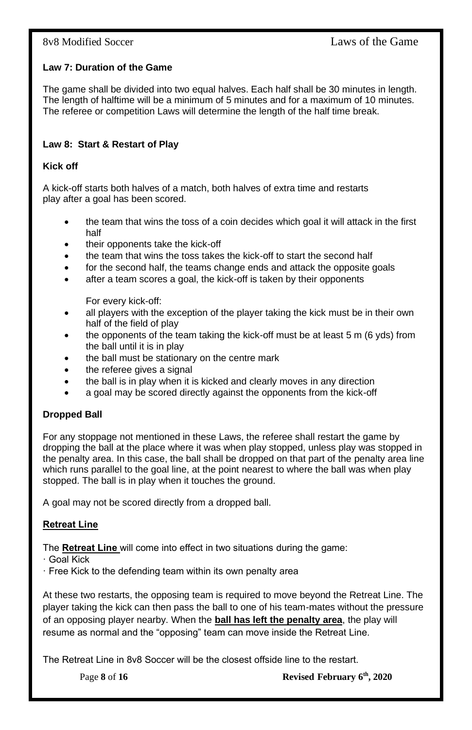## Law 7: Duration of the Game

The game shall be divided into two equal halves. Each half shall be 30 minutes in length. The length of halftime will be a minimum of 5 minutes and for a maximum of 10 minutes. The referee or competition Laws will determine the length of the half time break.

## Law 8: Start & Restart of Play

### Kick off

A kick-off starts both halves of a match, both halves of extra time and restarts play after a goal has been scored.

- the team that wins the toss of a coin decides which goal it will attack in the first half
- their opponents take the kick-off
- the team that wins the toss takes the kick-off to start the second half
- for the second half, the teams change ends and attack the opposite goals
- after a team scores a goal, the kick-off is taken by their opponents

For every kick-off:

- all players with the exception of the player taking the kick must be in their own half of the field of play
- the opponents of the team taking the kick-off must be at least 5 m (6 yds) from the ball until it is in play
- the ball must be stationary on the centre mark
- the referee gives a signal
- the ball is in play when it is kicked and clearly moves in any direction
- a goal may be scored directly against the opponents from the kick-off

### Dropped Ball

For any stoppage not mentioned in these Laws, the referee shall restart the game by dropping the ball at the place where it was when play stopped, unless play was stopped in the penalty area. In this case, the ball shall be dropped on that part of the penalty area line which runs parallel to the goal line, at the point nearest to where the ball was when play stopped. The ball is in play when it touches the ground.

A goal may not be scored directly from a dropped ball.

### Retreat Line

The **Retreat Line** will come into effect in two situations during the game:
· Goal Kick
· Free Kick to the defending team within its own penalty area

At these two restarts, the opposing team is required to move beyond the Retreat Line. The player taking the kick can then pass the ball to one of his team-mates without the pressure of an opposing player nearby. When the **ball has left the penalty area**, the play will resume as normal and the "opposing" team can move inside the Retreat Line.

The Retreat Line in 8v8 Soccer will be the closest offside line to the restart.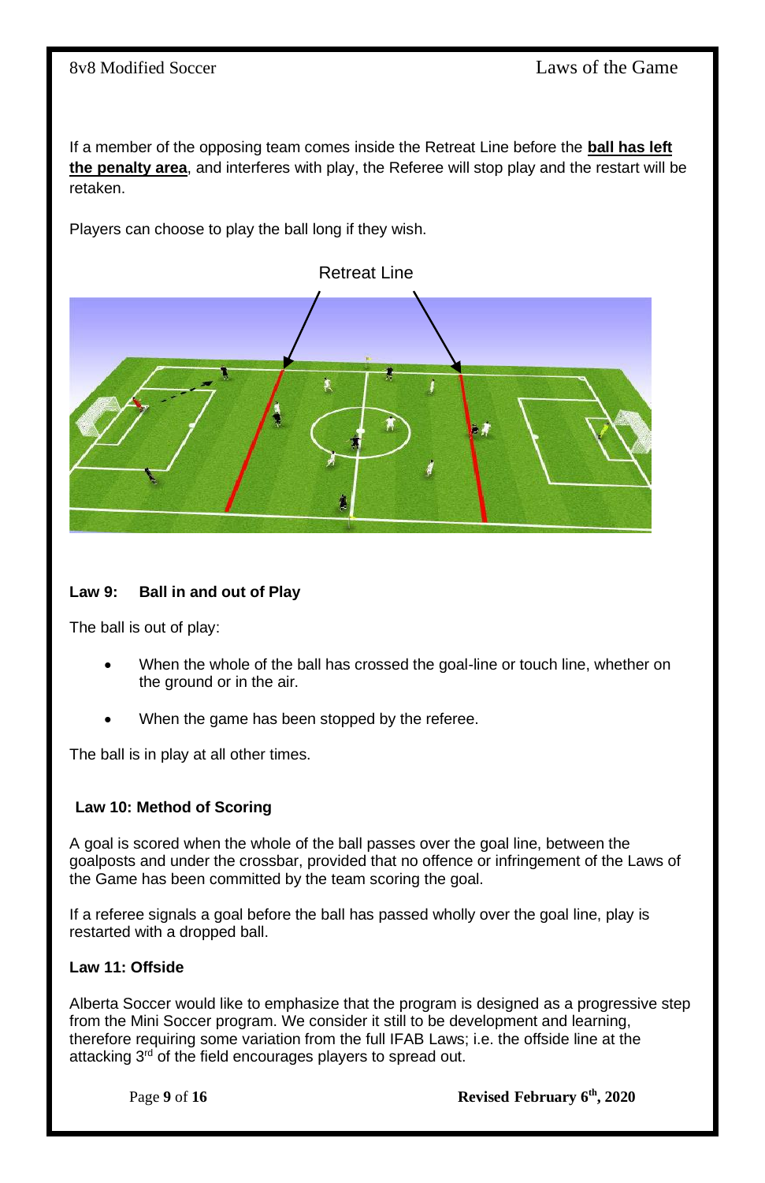If a member of the opposing team comes inside the Retreat Line before the **ball has left the penalty area**, and interferes with play, the Referee will stop play and the restart will be retaken.

Players can choose to play the ball long if they wish.

Retreat Line

**Law 9: Ball in and out of Play**

The ball is out of play:

- When the whole of the ball has crossed the goal-line or touch line, whether on the ground or in the air.
- When the game has been stopped by the referee.

The ball is in play at all other times.

**Law 10: Method of Scoring**

A goal is scored when the whole of the ball passes over the goal line, between the goalposts and under the crossbar, provided that no offence or infringement of the Laws of the Game has been committed by the team scoring the goal.

If a referee signals a goal before the ball has passed wholly over the goal line, play is restarted with a dropped ball.

**Law 11: Offside**

Alberta Soccer would like to emphasize that the program is designed as a progressive step from the Mini Soccer program. We consider it still to be development and learning, therefore requiring some variation from the full IFAB Laws; i.e. the offside line at the attacking 3rd of the field encourages players to spread out.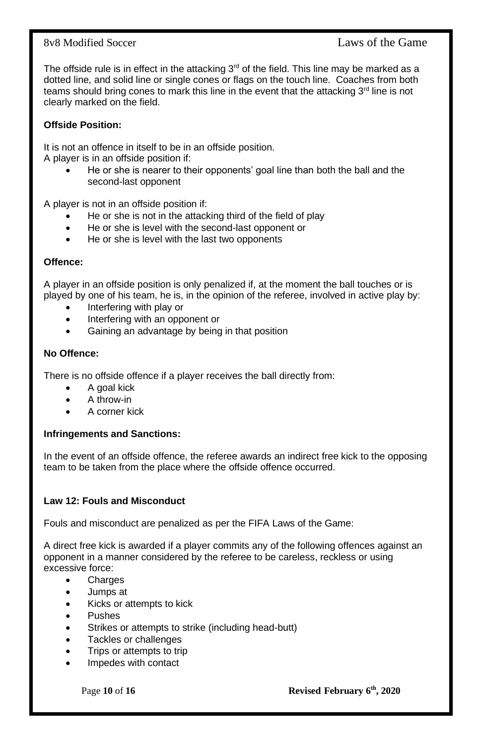The offside rule is in effect in the attacking 3rd of the field. This line may be marked as a dotted line, and solid line or single cones or flags on the touch line. Coaches from both teams should bring cones to mark this line in the event that the attacking 3rd line is not clearly marked on the field.

**Offside Position:**

It is not an offence in itself to be in an offside position.
A player is in an offside position if:

- He or she is nearer to their opponents' goal line than both the ball and the second-last opponent

A player is not in an offside position if:

- He or she is not in the attacking third of the field of play
- He or she is level with the second-last opponent or
- He or she is level with the last two opponents

**Offence:**

A player in an offside position is only penalized if, at the moment the ball touches or is played by one of his team, he is, in the opinion of the referee, involved in active play by:

- Interfering with play or
- Interfering with an opponent or
- Gaining an advantage by being in that position

**No Offence:**

There is no offside offence if a player receives the ball directly from:

- A goal kick
- A throw-in
- A corner kick

**Infringements and Sanctions:**

In the event of an offside offence, the referee awards an indirect free kick to the opposing team to be taken from the place where the offside offence occurred.

**Law 12: Fouls and Misconduct**

Fouls and misconduct are penalized as per the FIFA Laws of the Game:

A direct free kick is awarded if a player commits any of the following offences against an opponent in a manner considered by the referee to be careless, reckless or using excessive force:

- Charges
- Jumps at
- Kicks or attempts to kick
- Pushes
- Strikes or attempts to strike (including head-butt)
- Tackles or challenges
- Trips or attempts to trip
- Impedes with contact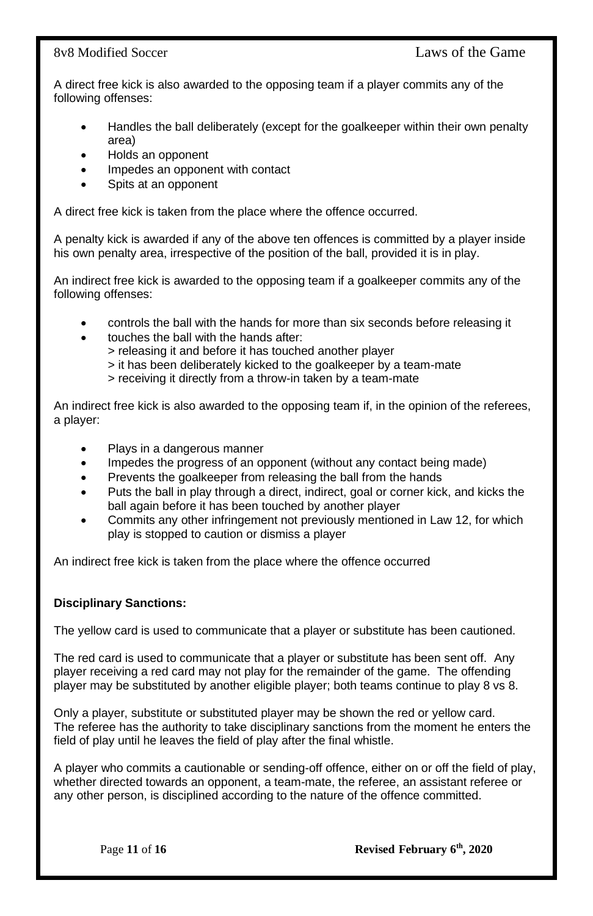A direct free kick is also awarded to the opposing team if a player commits any of the following offenses:

- Handles the ball deliberately (except for the goalkeeper within their own penalty area)
- Holds an opponent
- Impedes an opponent with contact
- Spits at an opponent

A direct free kick is taken from the place where the offence occurred.

A penalty kick is awarded if any of the above ten offences is committed by a player inside his own penalty area, irrespective of the position of the ball, provided it is in play.

An indirect free kick is awarded to the opposing team if a goalkeeper commits any of the following offenses:

- controls the ball with the hands for more than six seconds before releasing it
- touches the ball with the hands after:
  > releasing it and before it has touched another player
  > it has been deliberately kicked to the goalkeeper by a team-mate
  > receiving it directly from a throw-in taken by a team-mate

An indirect free kick is also awarded to the opposing team if, in the opinion of the referees, a player:

- Plays in a dangerous manner
- Impedes the progress of an opponent (without any contact being made)
- Prevents the goalkeeper from releasing the ball from the hands
- Puts the ball in play through a direct, indirect, goal or corner kick, and kicks the ball again before it has been touched by another player
- Commits any other infringement not previously mentioned in Law 12, for which play is stopped to caution or dismiss a player

An indirect free kick is taken from the place where the offence occurred

**Disciplinary Sanctions:**

The yellow card is used to communicate that a player or substitute has been cautioned.

The red card is used to communicate that a player or substitute has been sent off. Any player receiving a red card may not play for the remainder of the game. The offending player may be substituted by another eligible player; both teams continue to play 8 vs 8.

Only a player, substitute or substituted player may be shown the red or yellow card. The referee has the authority to take disciplinary sanctions from the moment he enters the field of play until he leaves the field of play after the final whistle.

A player who commits a cautionable or sending-off offence, either on or off the field of play, whether directed towards an opponent, a team-mate, the referee, an assistant referee or any other person, is disciplined according to the nature of the offence committed.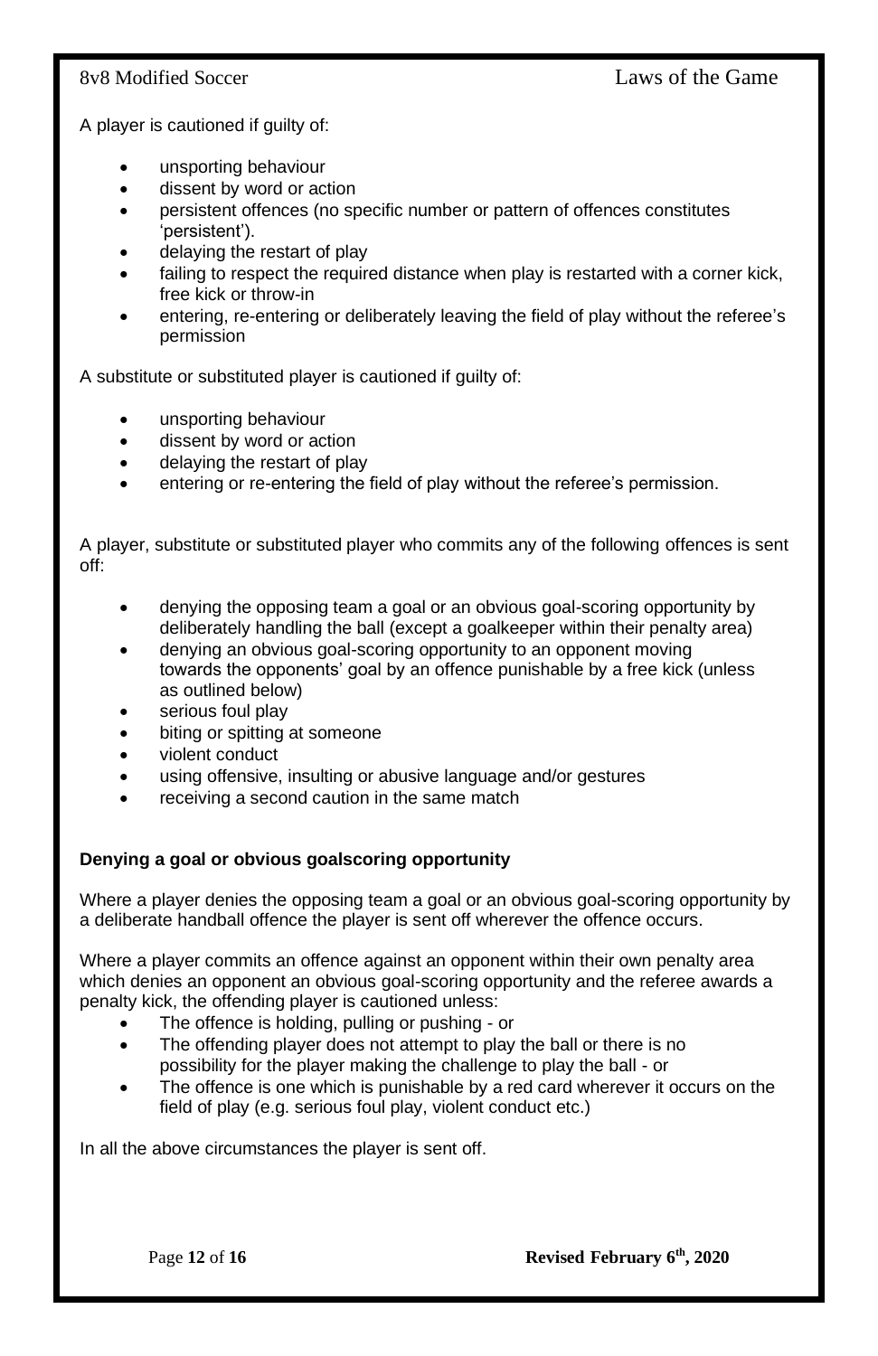A player is cautioned if guilty of:

- unsporting behaviour
- dissent by word or action
- persistent offences (no specific number or pattern of offences constitutes 'persistent').
- delaying the restart of play
- failing to respect the required distance when play is restarted with a corner kick, free kick or throw-in
- entering, re-entering or deliberately leaving the field of play without the referee's permission

A substitute or substituted player is cautioned if guilty of:

- unsporting behaviour
- dissent by word or action
- delaying the restart of play
- entering or re-entering the field of play without the referee's permission.

A player, substitute or substituted player who commits any of the following offences is sent off:

- denying the opposing team a goal or an obvious goal-scoring opportunity by deliberately handling the ball (except a goalkeeper within their penalty area)
- denying an obvious goal-scoring opportunity to an opponent moving towards the opponents' goal by an offence punishable by a free kick (unless as outlined below)
- serious foul play
- biting or spitting at someone
- violent conduct
- using offensive, insulting or abusive language and/or gestures
- receiving a second caution in the same match

**Denying a goal or obvious goalscoring opportunity**

Where a player denies the opposing team a goal or an obvious goal-scoring opportunity by a deliberate handball offence the player is sent off wherever the offence occurs.

Where a player commits an offence against an opponent within their own penalty area which denies an opponent an obvious goal-scoring opportunity and the referee awards a penalty kick, the offending player is cautioned unless:

- The offence is holding, pulling or pushing - or
- The offending player does not attempt to play the ball or there is no possibility for the player making the challenge to play the ball - or
- The offence is one which is punishable by a red card wherever it occurs on the field of play (e.g. serious foul play, violent conduct etc.)

In all the above circumstances the player is sent off.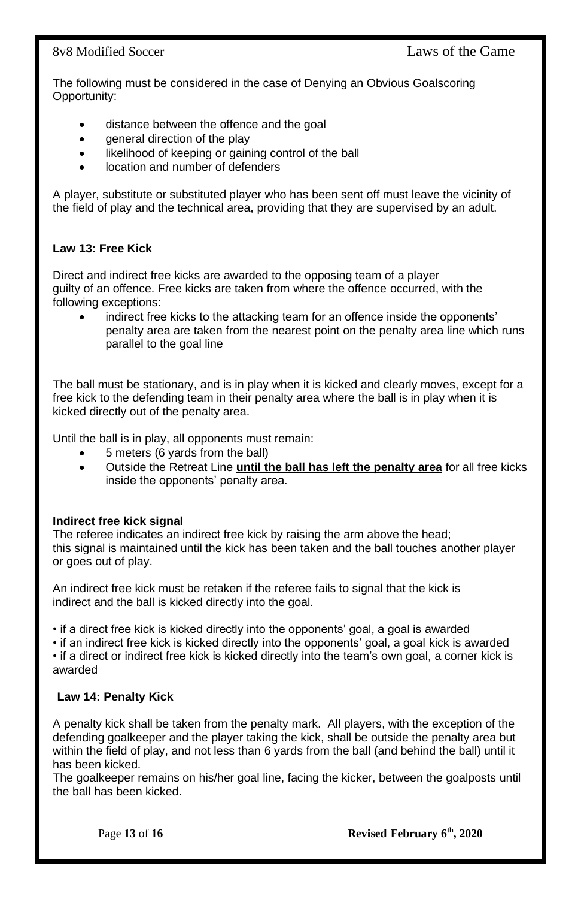The following must be considered in the case of Denying an Obvious Goalscoring Opportunity:

- distance between the offence and the goal
- general direction of the play
- likelihood of keeping or gaining control of the ball
- location and number of defenders

A player, substitute or substituted player who has been sent off must leave the vicinity of the field of play and the technical area, providing that they are supervised by an adult.

**Law 13: Free Kick**

Direct and indirect free kicks are awarded to the opposing team of a player guilty of an offence. Free kicks are taken from where the offence occurred, with the following exceptions:

- indirect free kicks to the attacking team for an offence inside the opponents' penalty area are taken from the nearest point on the penalty area line which runs parallel to the goal line

The ball must be stationary, and is in play when it is kicked and clearly moves, except for a free kick to the defending team in their penalty area where the ball is in play when it is kicked directly out of the penalty area.

Until the ball is in play, all opponents must remain:

- 5 meters (6 yards from the ball)
- Outside the Retreat Line **until the ball has left the penalty area** for all free kicks inside the opponents' penalty area.

**Indirect free kick signal**
The referee indicates an indirect free kick by raising the arm above the head; this signal is maintained until the kick has been taken and the ball touches another player or goes out of play.

An indirect free kick must be retaken if the referee fails to signal that the kick is indirect and the ball is kicked directly into the goal.

- if a direct free kick is kicked directly into the opponents' goal, a goal is awarded
- if an indirect free kick is kicked directly into the opponents' goal, a goal kick is awarded
- if a direct or indirect free kick is kicked directly into the team's own goal, a corner kick is awarded

**Law 14: Penalty Kick**

A penalty kick shall be taken from the penalty mark. All players, with the exception of the defending goalkeeper and the player taking the kick, shall be outside the penalty area but within the field of play, and not less than 6 yards from the ball (and behind the ball) until it has been kicked.
The goalkeeper remains on his/her goal line, facing the kicker, between the goalposts until the ball has been kicked.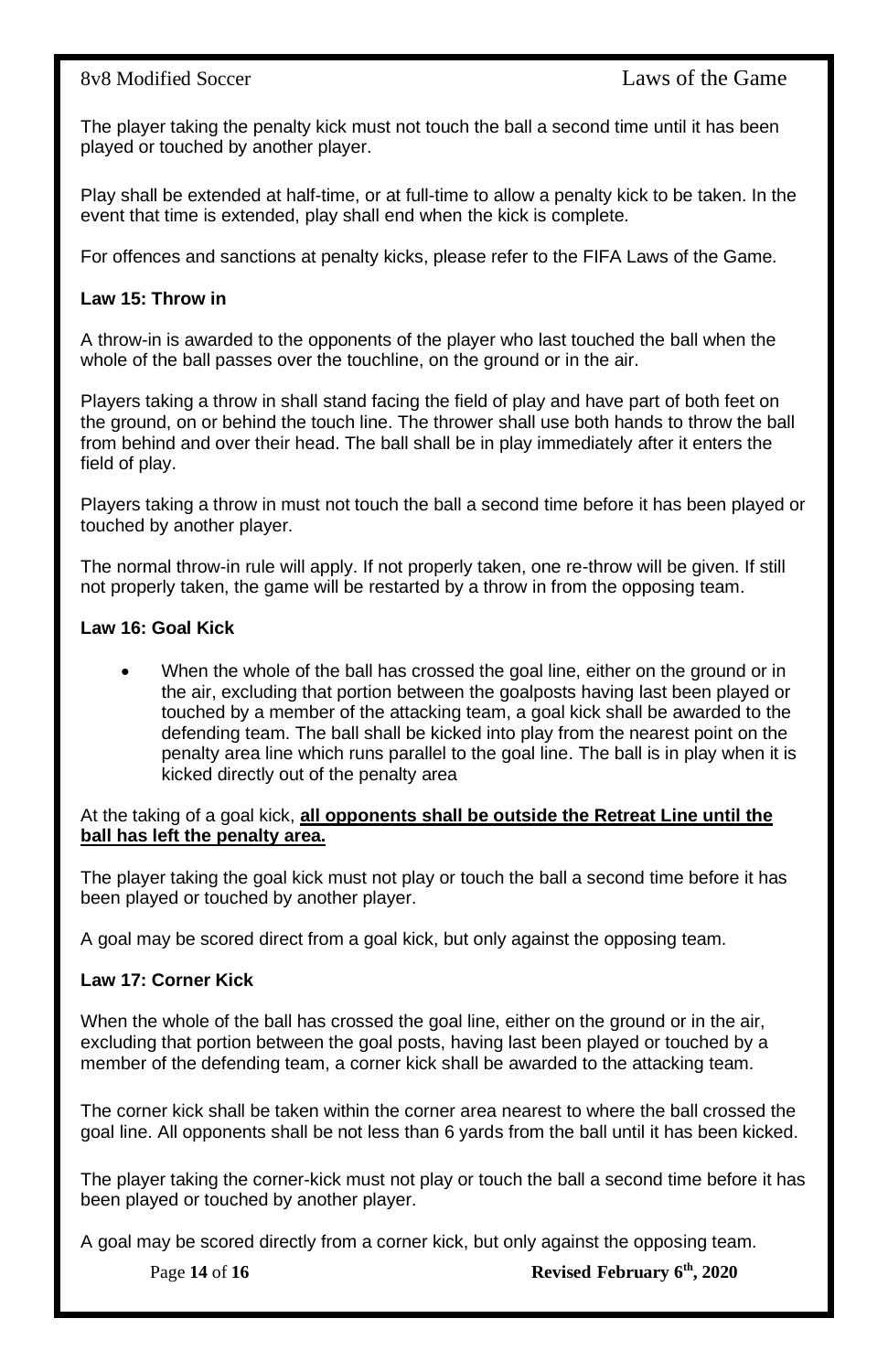The player taking the penalty kick must not touch the ball a second time until it has been played or touched by another player.

Play shall be extended at half-time, or at full-time to allow a penalty kick to be taken. In the event that time is extended, play shall end when the kick is complete.

For offences and sanctions at penalty kicks, please refer to the FIFA Laws of the Game.

**Law 15: Throw in**

A throw-in is awarded to the opponents of the player who last touched the ball when the whole of the ball passes over the touchline, on the ground or in the air.

Players taking a throw in shall stand facing the field of play and have part of both feet on the ground, on or behind the touch line. The thrower shall use both hands to throw the ball from behind and over their head. The ball shall be in play immediately after it enters the field of play.

Players taking a throw in must not touch the ball a second time before it has been played or touched by another player.

The normal throw-in rule will apply. If not properly taken, one re-throw will be given. If still not properly taken, the game will be restarted by a throw in from the opposing team.

**Law 16: Goal Kick**

- When the whole of the ball has crossed the goal line, either on the ground or in the air, excluding that portion between the goalposts having last been played or touched by a member of the attacking team, a goal kick shall be awarded to the defending team. The ball shall be kicked into play from the nearest point on the penalty area line which runs parallel to the goal line. The ball is in play when it is kicked directly out of the penalty area

At the taking of a goal kick, **all opponents shall be outside the Retreat Line until the ball has left the penalty area.**

The player taking the goal kick must not play or touch the ball a second time before it has been played or touched by another player.

A goal may be scored direct from a goal kick, but only against the opposing team.

**Law 17: Corner Kick**

When the whole of the ball has crossed the goal line, either on the ground or in the air, excluding that portion between the goal posts, having last been played or touched by a member of the defending team, a corner kick shall be awarded to the attacking team.

The corner kick shall be taken within the corner area nearest to where the ball crossed the goal line. All opponents shall be not less than 6 yards from the ball until it has been kicked.

The player taking the corner-kick must not play or touch the ball a second time before it has been played or touched by another player.

A goal may be scored directly from a corner kick, but only against the opposing team.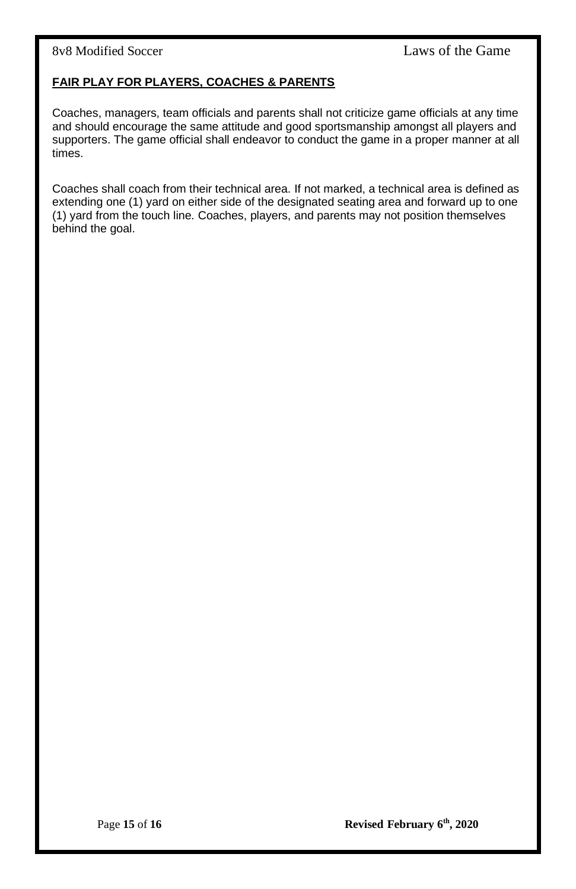**FAIR PLAY FOR PLAYERS, COACHES & PARENTS**

Coaches, managers, team officials and parents shall not criticize game officials at any time and should encourage the same attitude and good sportsmanship amongst all players and supporters. The game official shall endeavor to conduct the game in a proper manner at all times.

Coaches shall coach from their technical area. If not marked, a technical area is defined as extending one (1) yard on either side of the designated seating area and forward up to one (1) yard from the touch line. Coaches, players, and parents may not position themselves behind the goal.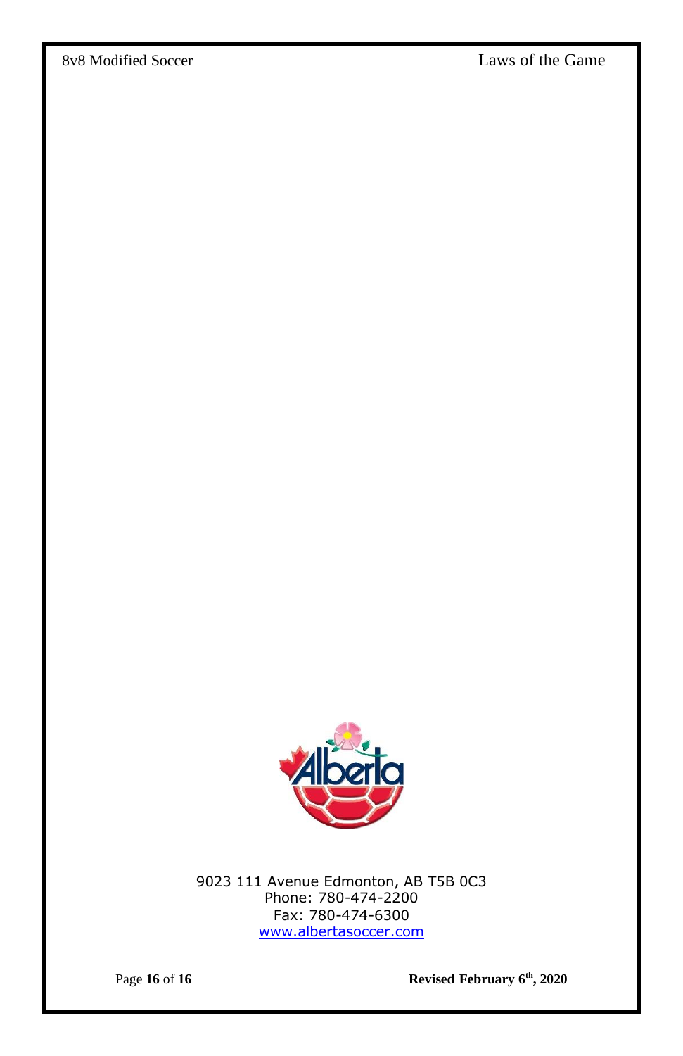9023 111 Avenue Edmonton, AB T5B 0C3
Phone: 780-474-2200
Fax: 780-474-6300
www.albertasoccer.com